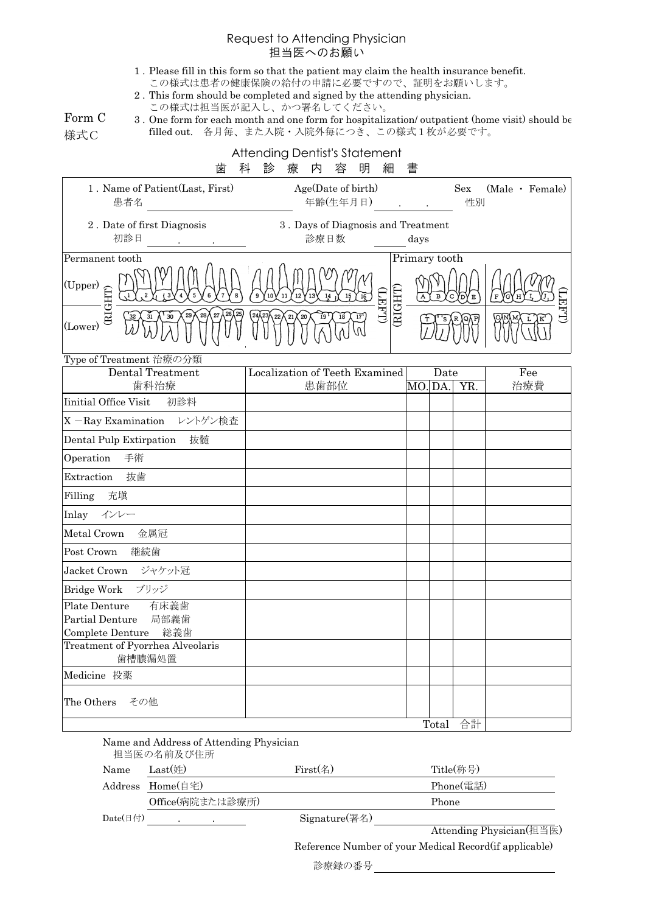# Request to Attending Physician
# 担当医へのお願い

Form C
様式C

1．Please fill in this form so that the patient may claim the health insurance benefit.
この様式は患者の健康保険の給付の申請に必要ですので、証明をお願いします。

2．This form should be completed and signed by the attending physician.
この様式は担当医が記入し、かつ署名してください。

3．One form for each month and one form for hospitalization/ outpatient (home visit) should be filled out.　各月毎、また入院・入院外毎につき、この様式１枚が必要です。

## Attending Dentist's Statement
## 歯　科　診　療　内　容　明　細　書

1．Name of Patient(Last, First)
患者名 ____________________

Age(Date of birth)
年齢(生年月日) ______ .　　.

Sex　(Male ・ Female)
性別

2．Date of first Diagnosis
初診日 ______ .　　.

3．Days of Diagnosis and Treatment
診療日数 ______ days

Permanent tooth

(Upper) (RIGHT) 1 2 3 4 5 6 7 8 | 9 10 11 12 13 14 15 16 (LEFT)

(Lower) (RIGHT) 32 31 30 29 28 27 26 25 | 24 23 22 21 20 19 18 17 (LEFT)

Primary tooth

(RIGHT) A B C D E | F G H I J (LEFT)

(RIGHT) T S R Q P | O N M L K (LEFT)

Type of Treatment 治療の分類

| Dental Treatment<br>歯科治療 | Localization of Teeth Examined<br>患歯部位 | Date | | | Fee<br>治療費 |
|---|---|---|---|---|---|
| | | MO. | DA. | YR. | |
| Iinitial Office Visit　初診料 | | | | | |
| X －Ray Examination　レントゲン検査 | | | | | |
| Dental Pulp Extirpation　抜髄 | | | | | |
| Operation　手術 | | | | | |
| Extraction　抜歯 | | | | | |
| Filling　充填 | | | | | |
| Inlay　インレー | | | | | |
| Metal Crown　金属冠 | | | | | |
| Post Crown　継続歯 | | | | | |
| Jacket Crown　ジャケット冠 | | | | | |
| Bridge Work　ブリッジ | | | | | |
| Plate Denture　有床義歯<br>Partial Denture　局部義歯<br>Complete Denture　総義歯 | | | | | |
| Treatment of Pyorrhea Alveolaris<br>歯槽膿漏処置 | | | | | |
| Medicine 投薬 | | | | | |
| The Others　その他 | | | | | |
| | | Total　合計 | | | |

Name and Address of Attending Physician
担当医の名前及び住所

Name　Last(姓) ______ First(名) ______ Title(称号) ______

Address　Home(自宅) ______ Phone(電話) ______

Office(病院または診療所) ______ Phone ______

Date(日付) ______ .　　.　　Signature(署名) ____________________

Attending Physician(担当医)

Reference Number of your Medical Record(if applicable)

診療録の番号 ____________________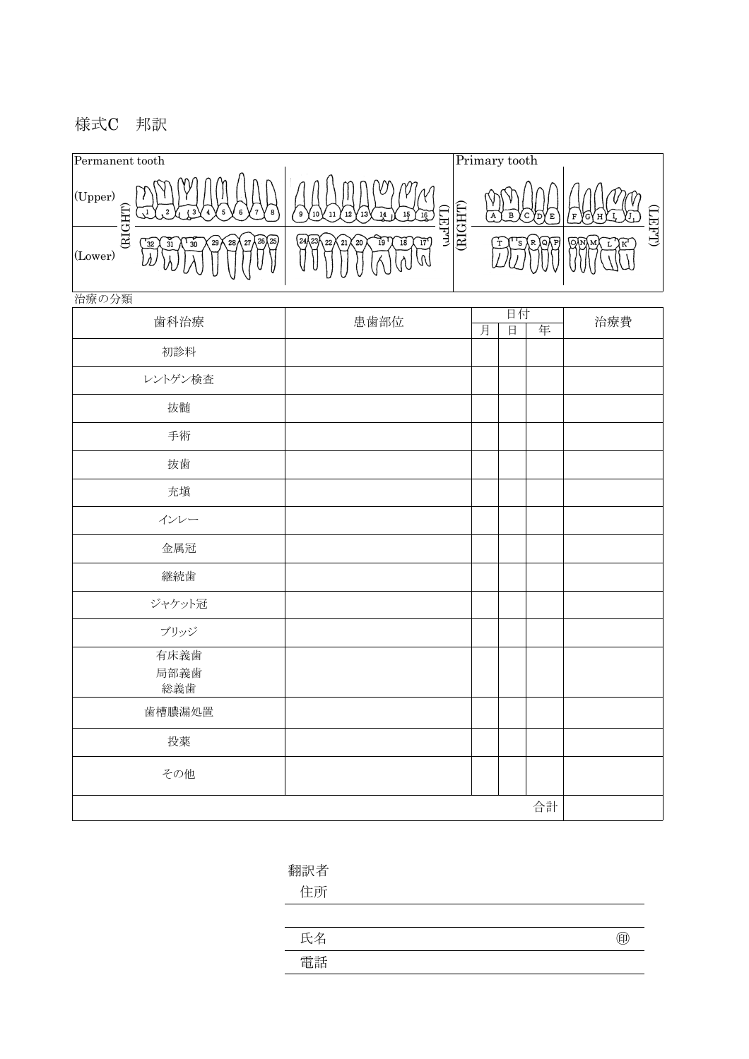様式C　邦訳

Permanent tooth

(Upper)

(RIGHT) 1 2 3 4 5 6 7 8 | 9 10 11 12 13 14 15 16 (LEFT)

(Lower)

(RIGHT) 32 31 30 29 28 27 26 25 | 24 23 22 21 20 19 18 17 (LEFT)

Primary tooth

(RIGHT) A B C D E | F G H I J (LEFT)

(RIGHT) T S R Q P | O N M L K (LEFT)

治療の分類

| 歯科治療 | 患歯部位 | 日付 | | | 治療費 |
|---|---|---|---|---|---|
| | | 月 | 日 | 年 | |
| 初診料 | | | | | |
| レントゲン検査 | | | | | |
| 抜髄 | | | | | |
| 手術 | | | | | |
| 抜歯 | | | | | |
| 充填 | | | | | |
| インレー | | | | | |
| 金属冠 | | | | | |
| 継続歯 | | | | | |
| ジャケット冠 | | | | | |
| ブリッジ | | | | | |
| 有床義歯<br>局部義歯<br>総義歯 | | | | | |
| 歯槽膿漏処置 | | | | | |
| 投薬 | | | | | |
| その他 | | | | | |
| | | | | 合計 | |

翻訳者

住所

氏名　　　　　　　　　　　　　　　　　　　　㊞

電話